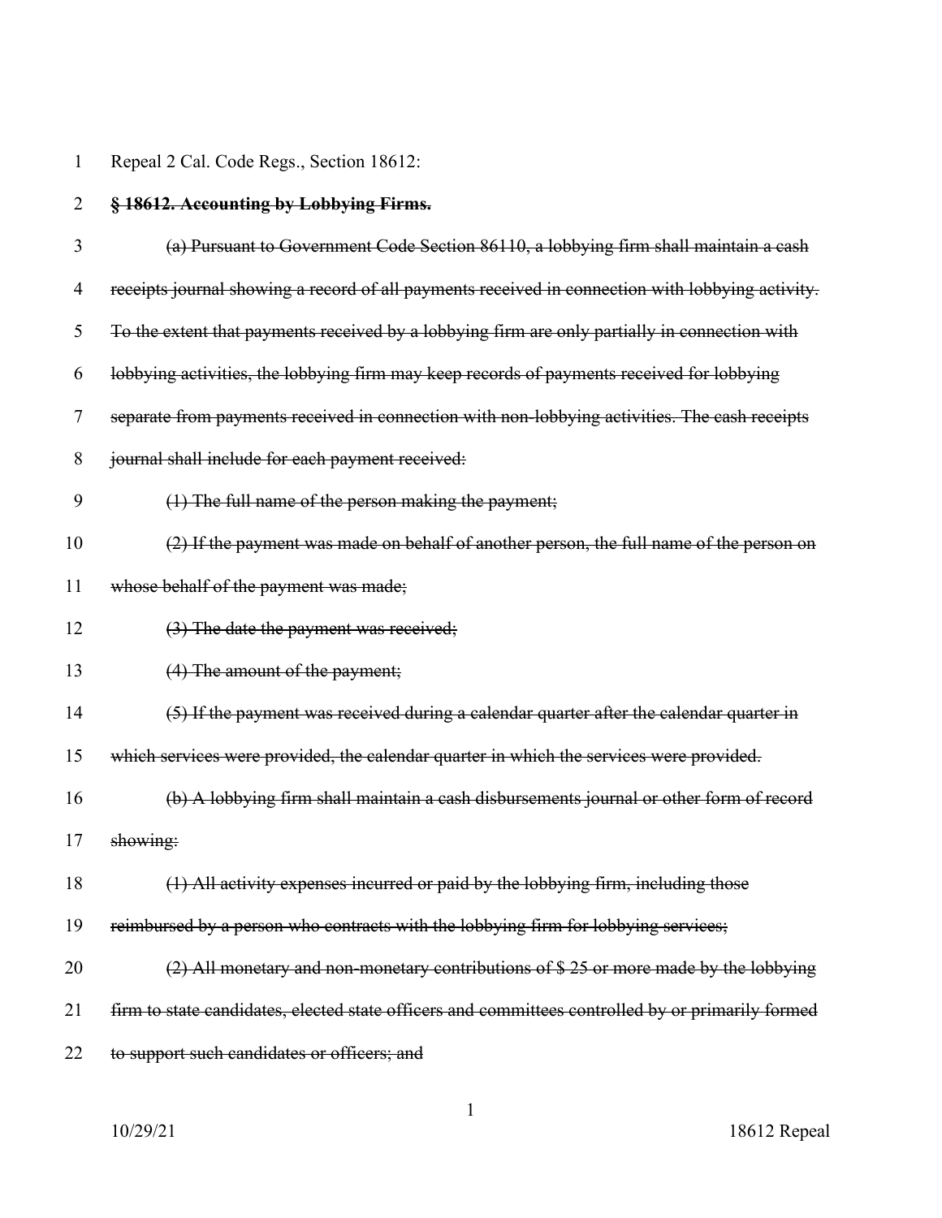Repeal 2 Cal. Code Regs., Section 18612:

~~**§ 18612. Accounting by Lobbying Firms.**~~

~~(a) Pursuant to Government Code Section 86110, a lobbying firm shall maintain a cash receipts journal showing a record of all payments received in connection with lobbying activity. To the extent that payments received by a lobbying firm are only partially in connection with lobbying activities, the lobbying firm may keep records of payments received for lobbying separate from payments received in connection with non-lobbying activities. The cash receipts journal shall include for each payment received:~~

~~(1) The full name of the person making the payment;~~

~~(2) If the payment was made on behalf of another person, the full name of the person on whose behalf of the payment was made;~~

~~(3) The date the payment was received;~~

~~(4) The amount of the payment;~~

~~(5) If the payment was received during a calendar quarter after the calendar quarter in which services were provided, the calendar quarter in which the services were provided.~~

~~(b) A lobbying firm shall maintain a cash disbursements journal or other form of record showing:~~

~~(1) All activity expenses incurred or paid by the lobbying firm, including those reimbursed by a person who contracts with the lobbying firm for lobbying services;~~

~~(2) All monetary and non-monetary contributions of $ 25 or more made by the lobbying firm to state candidates, elected state officers and committees controlled by or primarily formed to support such candidates or officers; and~~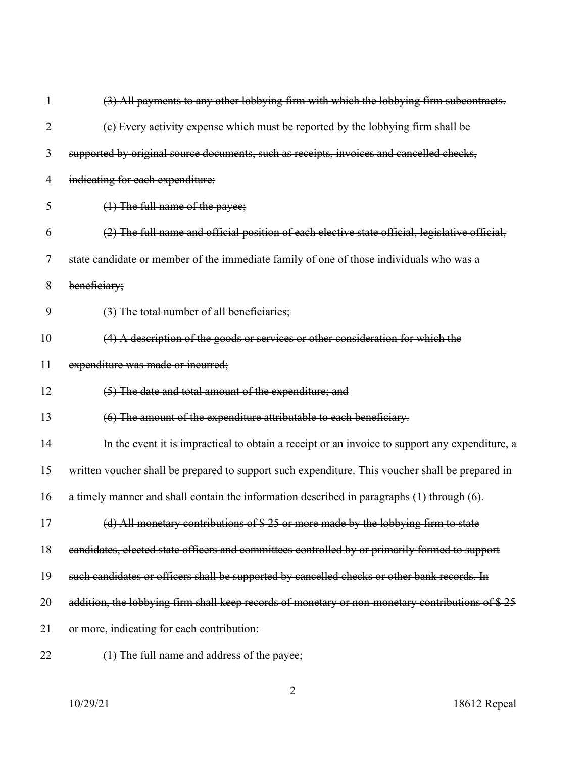~~(3) All payments to any other lobbying firm with which the lobbying firm subcontracts.~~

~~(c) Every activity expense which must be reported by the lobbying firm shall be supported by original source documents, such as receipts, invoices and cancelled checks, indicating for each expenditure:~~

~~(1) The full name of the payee;~~

~~(2) The full name and official position of each elective state official, legislative official, state candidate or member of the immediate family of one of those individuals who was a beneficiary;~~

~~(3) The total number of all beneficiaries;~~

~~(4) A description of the goods or services or other consideration for which the expenditure was made or incurred;~~

~~(5) The date and total amount of the expenditure; and~~

~~(6) The amount of the expenditure attributable to each beneficiary.~~

~~In the event it is impractical to obtain a receipt or an invoice to support any expenditure, a written voucher shall be prepared to support such expenditure. This voucher shall be prepared in a timely manner and shall contain the information described in paragraphs (1) through (6).~~

~~(d) All monetary contributions of $ 25 or more made by the lobbying firm to state candidates, elected state officers and committees controlled by or primarily formed to support such candidates or officers shall be supported by cancelled checks or other bank records. In addition, the lobbying firm shall keep records of monetary or non-monetary contributions of $ 25 or more, indicating for each contribution:~~

~~(1) The full name and address of the payee;~~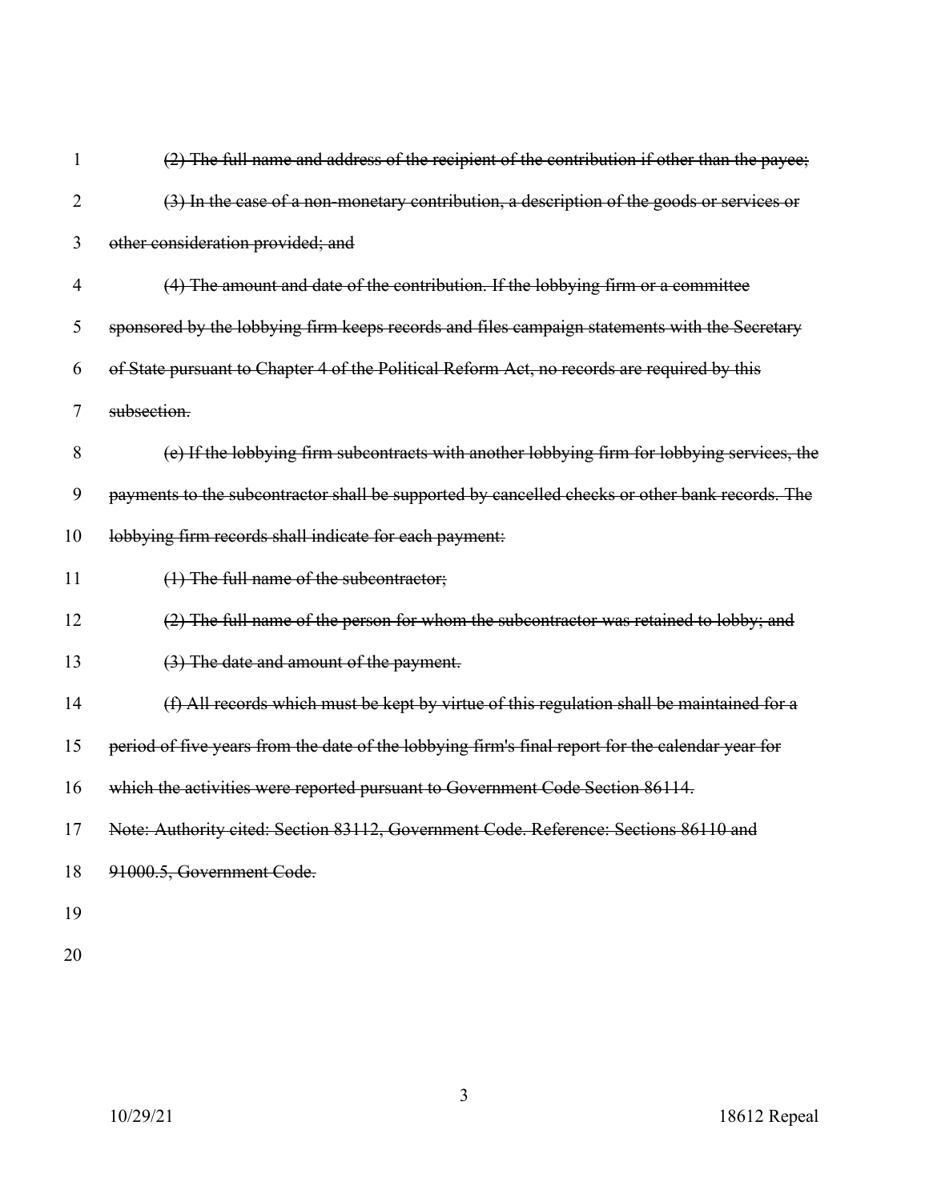~~(2) The full name and address of the recipient of the contribution if other than the payee;~~

~~(3) In the case of a non-monetary contribution, a description of the goods or services or other consideration provided; and~~

~~(4) The amount and date of the contribution. If the lobbying firm or a committee sponsored by the lobbying firm keeps records and files campaign statements with the Secretary of State pursuant to Chapter 4 of the Political Reform Act, no records are required by this subsection.~~

~~(e) If the lobbying firm subcontracts with another lobbying firm for lobbying services, the payments to the subcontractor shall be supported by cancelled checks or other bank records. The lobbying firm records shall indicate for each payment:~~

~~(1) The full name of the subcontractor;~~

~~(2) The full name of the person for whom the subcontractor was retained to lobby; and~~

~~(3) The date and amount of the payment.~~

~~(f) All records which must be kept by virtue of this regulation shall be maintained for a period of five years from the date of the lobbying firm's final report for the calendar year for which the activities were reported pursuant to Government Code Section 86114.~~

~~Note: Authority cited: Section 83112, Government Code. Reference: Sections 86110 and 91000.5, Government Code.~~